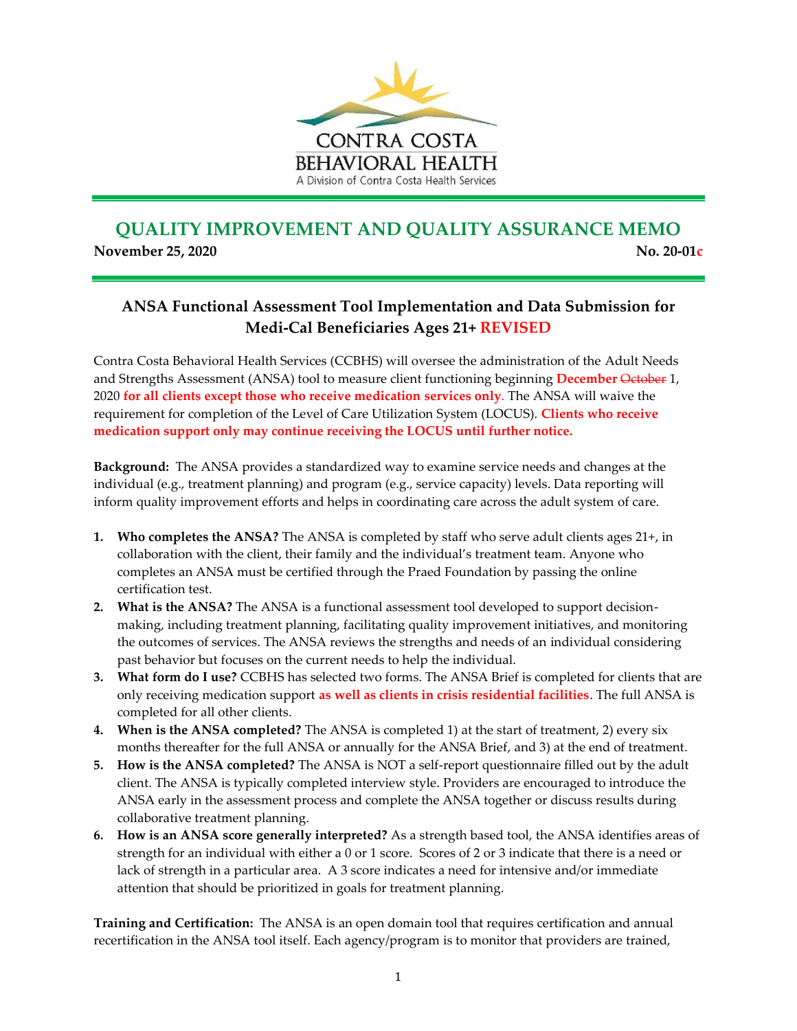CONTRA COSTA BEHAVIORAL HEALTH

A Division of Contra Costa Health Services

# QUALITY IMPROVEMENT AND QUALITY ASSURANCE MEMO

**November 25, 2020** **No. 20-01c**

## ANSA Functional Assessment Tool Implementation and Data Submission for Medi-Cal Beneficiaries Ages 21+ REVISED

Contra Costa Behavioral Health Services (CCBHS) will oversee the administration of the Adult Needs and Strengths Assessment (ANSA) tool to measure client functioning beginning **December** ~~October~~ 1, 2020 **for all clients except those who receive medication services only**. The ANSA will waive the requirement for completion of the Level of Care Utilization System (LOCUS). **Clients who receive medication support only may continue receiving the LOCUS until further notice.**

**Background:** The ANSA provides a standardized way to examine service needs and changes at the individual (e.g., treatment planning) and program (e.g., service capacity) levels. Data reporting will inform quality improvement efforts and helps in coordinating care across the adult system of care.

1. **Who completes the ANSA?** The ANSA is completed by staff who serve adult clients ages 21+, in collaboration with the client, their family and the individual's treatment team. Anyone who completes an ANSA must be certified through the Praed Foundation by passing the online certification test.
2. **What is the ANSA?** The ANSA is a functional assessment tool developed to support decision-making, including treatment planning, facilitating quality improvement initiatives, and monitoring the outcomes of services. The ANSA reviews the strengths and needs of an individual considering past behavior but focuses on the current needs to help the individual.
3. **What form do I use?** CCBHS has selected two forms. The ANSA Brief is completed for clients that are only receiving medication support **as well as clients in crisis residential facilities**. The full ANSA is completed for all other clients.
4. **When is the ANSA completed?** The ANSA is completed 1) at the start of treatment, 2) every six months thereafter for the full ANSA or annually for the ANSA Brief, and 3) at the end of treatment.
5. **How is the ANSA completed?** The ANSA is NOT a self-report questionnaire filled out by the adult client. The ANSA is typically completed interview style. Providers are encouraged to introduce the ANSA early in the assessment process and complete the ANSA together or discuss results during collaborative treatment planning.
6. **How is an ANSA score generally interpreted?** As a strength based tool, the ANSA identifies areas of strength for an individual with either a 0 or 1 score. Scores of 2 or 3 indicate that there is a need or lack of strength in a particular area. A 3 score indicates a need for intensive and/or immediate attention that should be prioritized in goals for treatment planning.

**Training and Certification:** The ANSA is an open domain tool that requires certification and annual recertification in the ANSA tool itself. Each agency/program is to monitor that providers are trained,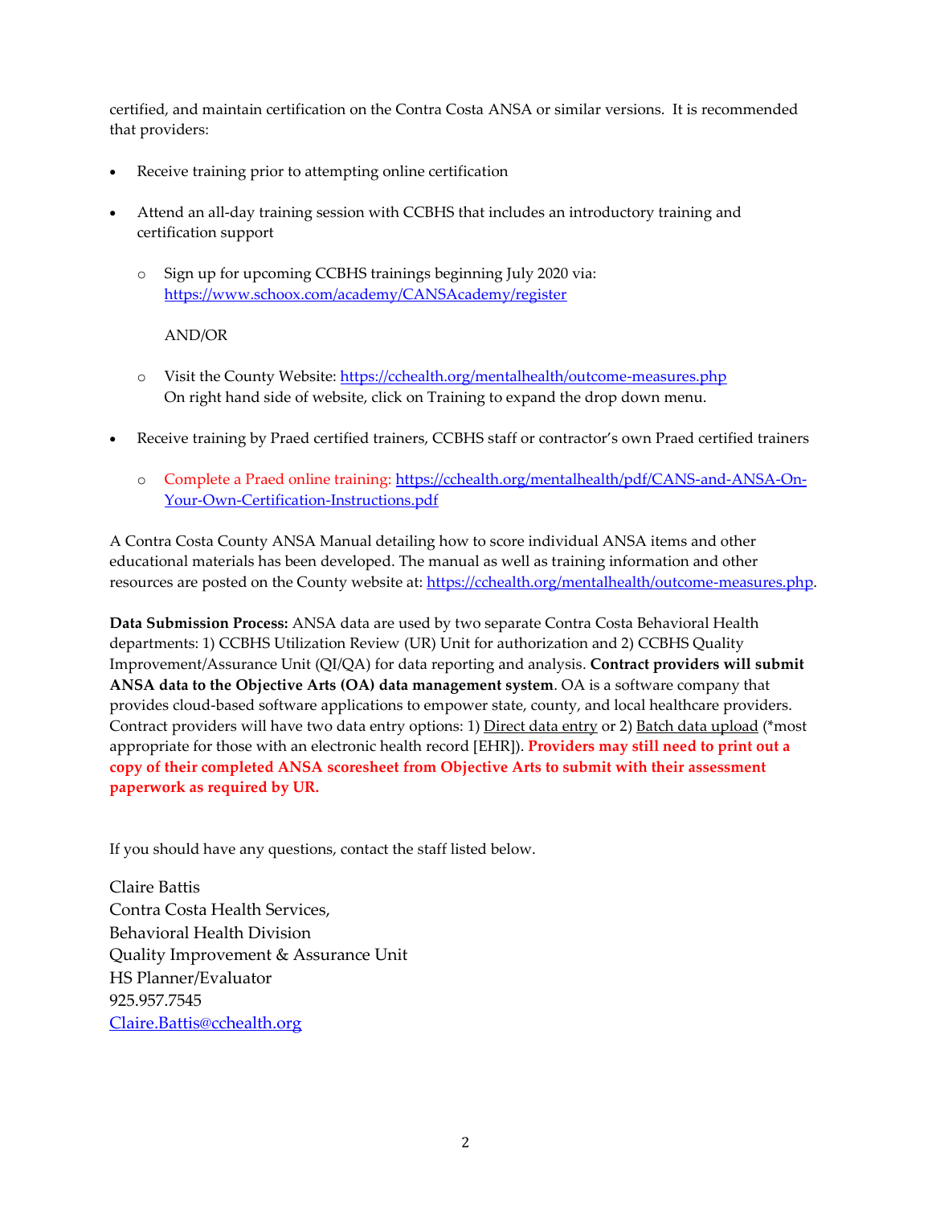certified, and maintain certification on the Contra Costa ANSA or similar versions. It is recommended that providers:

- Receive training prior to attempting online certification
- Attend an all-day training session with CCBHS that includes an introductory training and certification support
  - Sign up for upcoming CCBHS trainings beginning July 2020 via: https://www.schoox.com/academy/CANSAcademy/register

    AND/OR

  - Visit the County Website: https://cchealth.org/mentalhealth/outcome-measures.php
    On right hand side of website, click on Training to expand the drop down menu.
- Receive training by Praed certified trainers, CCBHS staff or contractor's own Praed certified trainers
  - Complete a Praed online training: https://cchealth.org/mentalhealth/pdf/CANS-and-ANSA-On-Your-Own-Certification-Instructions.pdf

A Contra Costa County ANSA Manual detailing how to score individual ANSA items and other educational materials has been developed. The manual as well as training information and other resources are posted on the County website at: https://cchealth.org/mentalhealth/outcome-measures.php.

**Data Submission Process:** ANSA data are used by two separate Contra Costa Behavioral Health departments: 1) CCBHS Utilization Review (UR) Unit for authorization and 2) CCBHS Quality Improvement/Assurance Unit (QI/QA) for data reporting and analysis. **Contract providers will submit ANSA data to the Objective Arts (OA) data management system**. OA is a software company that provides cloud-based software applications to empower state, county, and local healthcare providers. Contract providers will have two data entry options: 1) Direct data entry or 2) Batch data upload (*most appropriate for those with an electronic health record [EHR]). **Providers may still need to print out a copy of their completed ANSA scoresheet from Objective Arts to submit with their assessment paperwork as required by UR.**

If you should have any questions, contact the staff listed below.

Claire Battis
Contra Costa Health Services,
Behavioral Health Division
Quality Improvement & Assurance Unit
HS Planner/Evaluator
925.957.7545
Claire.Battis@cchealth.org